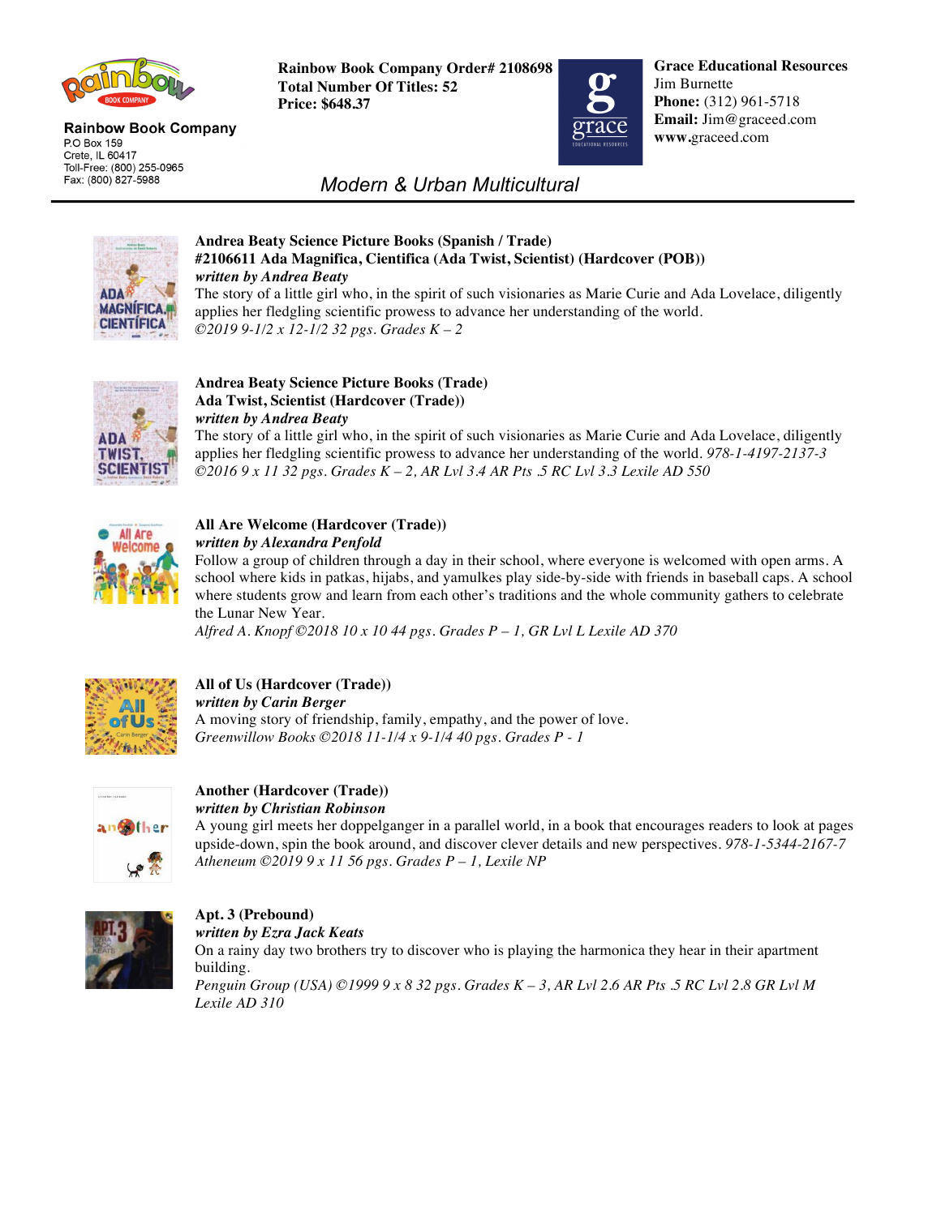**Rainbow Book Company**
P.O Box 159
Crete, IL 60417
Toll-Free: (800) 255-0965
Fax: (800) 827-5988

**Rainbow Book Company Order# 2108698**
**Total Number Of Titles: 52**
**Price: $648.37**

**Grace Educational Resources**
Jim Burnette
**Phone:** (312) 961-5718
**Email:** Jim@graceed.com
**www.**graceed.com

## *Modern & Urban Multicultural*

---

**Andrea Beaty Science Picture Books (Spanish / Trade)**
**#2106611 Ada Magnifica, Cientifica (Ada Twist, Scientist) (Hardcover (POB))**
***written by Andrea Beaty***
The story of a little girl who, in the spirit of such visionaries as Marie Curie and Ada Lovelace, diligently applies her fledgling scientific prowess to advance her understanding of the world.
*©2019 9-1/2 x 12-1/2 32 pgs. Grades K – 2*

**Andrea Beaty Science Picture Books (Trade)**
**Ada Twist, Scientist (Hardcover (Trade))**
***written by Andrea Beaty***
The story of a little girl who, in the spirit of such visionaries as Marie Curie and Ada Lovelace, diligently applies her fledgling scientific prowess to advance her understanding of the world. *978-1-4197-2137-3*
*©2016 9 x 11 32 pgs. Grades K – 2, AR Lvl 3.4 AR Pts .5 RC Lvl 3.3 Lexile AD 550*

**All Are Welcome (Hardcover (Trade))**
***written by Alexandra Penfold***
Follow a group of children through a day in their school, where everyone is welcomed with open arms. A school where kids in patkas, hijabs, and yamulkes play side-by-side with friends in baseball caps. A school where students grow and learn from each other's traditions and the whole community gathers to celebrate the Lunar New Year.
*Alfred A. Knopf ©2018 10 x 10 44 pgs. Grades P – 1, GR Lvl L Lexile AD 370*

**All of Us (Hardcover (Trade))**
***written by Carin Berger***
A moving story of friendship, family, empathy, and the power of love.
*Greenwillow Books ©2018 11-1/4 x 9-1/4 40 pgs. Grades P - 1*

**Another (Hardcover (Trade))**
***written by Christian Robinson***
A young girl meets her doppelganger in a parallel world, in a book that encourages readers to look at pages upside-down, spin the book around, and discover clever details and new perspectives. *978-1-5344-2167-7*
*Atheneum ©2019 9 x 11 56 pgs. Grades P – 1, Lexile NP*

**Apt. 3 (Prebound)**
***written by Ezra Jack Keats***
On a rainy day two brothers try to discover who is playing the harmonica they hear in their apartment building.
*Penguin Group (USA) ©1999 9 x 8 32 pgs. Grades K – 3, AR Lvl 2.6 AR Pts .5 RC Lvl 2.8 GR Lvl M Lexile AD 310*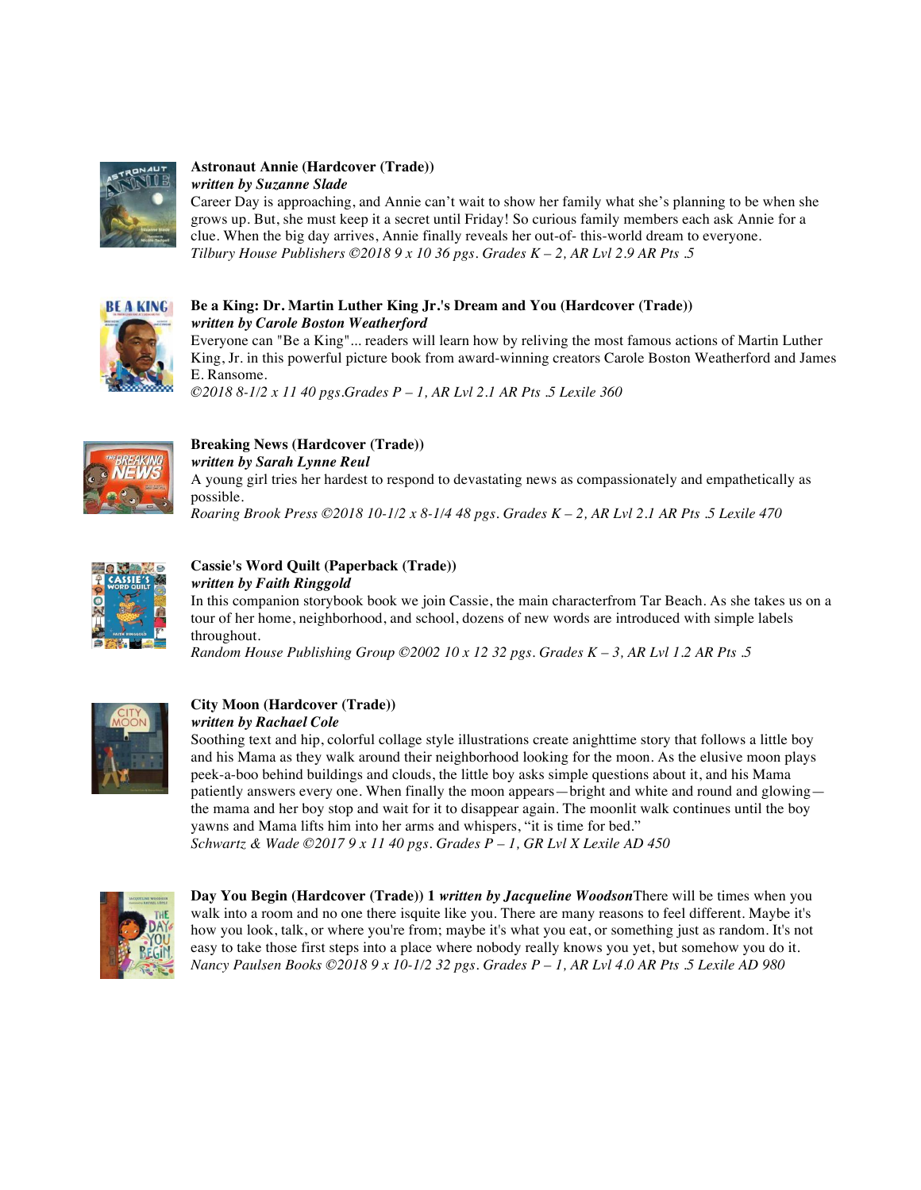**Astronaut Annie (Hardcover (Trade))**
***written by Suzanne Slade***
Career Day is approaching, and Annie can't wait to show her family what she's planning to be when she grows up. But, she must keep it a secret until Friday! So curious family members each ask Annie for a clue. When the big day arrives, Annie finally reveals her out-of- this-world dream to everyone.
*Tilbury House Publishers ©2018 9 x 10 36 pgs. Grades K – 2, AR Lvl 2.9 AR Pts .5*

**Be a King: Dr. Martin Luther King Jr.'s Dream and You (Hardcover (Trade))**
***written by Carole Boston Weatherford***
Everyone can "Be a King"... readers will learn how by reliving the most famous actions of Martin Luther King, Jr. in this powerful picture book from award-winning creators Carole Boston Weatherford and James E. Ransome.
*©2018 8-1/2 x 11 40 pgs.Grades P – 1, AR Lvl 2.1 AR Pts .5 Lexile 360*

**Breaking News (Hardcover (Trade))**
***written by Sarah Lynne Reul***
A young girl tries her hardest to respond to devastating news as compassionately and empathetically as possible.
*Roaring Brook Press ©2018 10-1/2 x 8-1/4 48 pgs. Grades K – 2, AR Lvl 2.1 AR Pts .5 Lexile 470*

**Cassie's Word Quilt (Paperback (Trade))**
***written by Faith Ringgold***
In this companion storybook book we join Cassie, the main characterfrom Tar Beach. As she takes us on a tour of her home, neighborhood, and school, dozens of new words are introduced with simple labels throughout.
*Random House Publishing Group ©2002 10 x 12 32 pgs. Grades K – 3, AR Lvl 1.2 AR Pts .5*

**City Moon (Hardcover (Trade))**
***written by Rachael Cole***
Soothing text and hip, colorful collage style illustrations create anighttime story that follows a little boy and his Mama as they walk around their neighborhood looking for the moon. As the elusive moon plays peek-a-boo behind buildings and clouds, the little boy asks simple questions about it, and his Mama patiently answers every one. When finally the moon appears—bright and white and round and glowing—the mama and her boy stop and wait for it to disappear again. The moonlit walk continues until the boy yawns and Mama lifts him into her arms and whispers, "it is time for bed."
*Schwartz & Wade ©2017 9 x 11 40 pgs. Grades P – 1, GR Lvl X Lexile AD 450*

**Day You Begin (Hardcover (Trade)) 1** ***written by Jacqueline Woodson***There will be times when you walk into a room and no one there isquite like you. There are many reasons to feel different. Maybe it's how you look, talk, or where you're from; maybe it's what you eat, or something just as random. It's not easy to take those first steps into a place where nobody really knows you yet, but somehow you do it.
*Nancy Paulsen Books ©2018 9 x 10-1/2 32 pgs. Grades P – 1, AR Lvl 4.0 AR Pts .5 Lexile AD 980*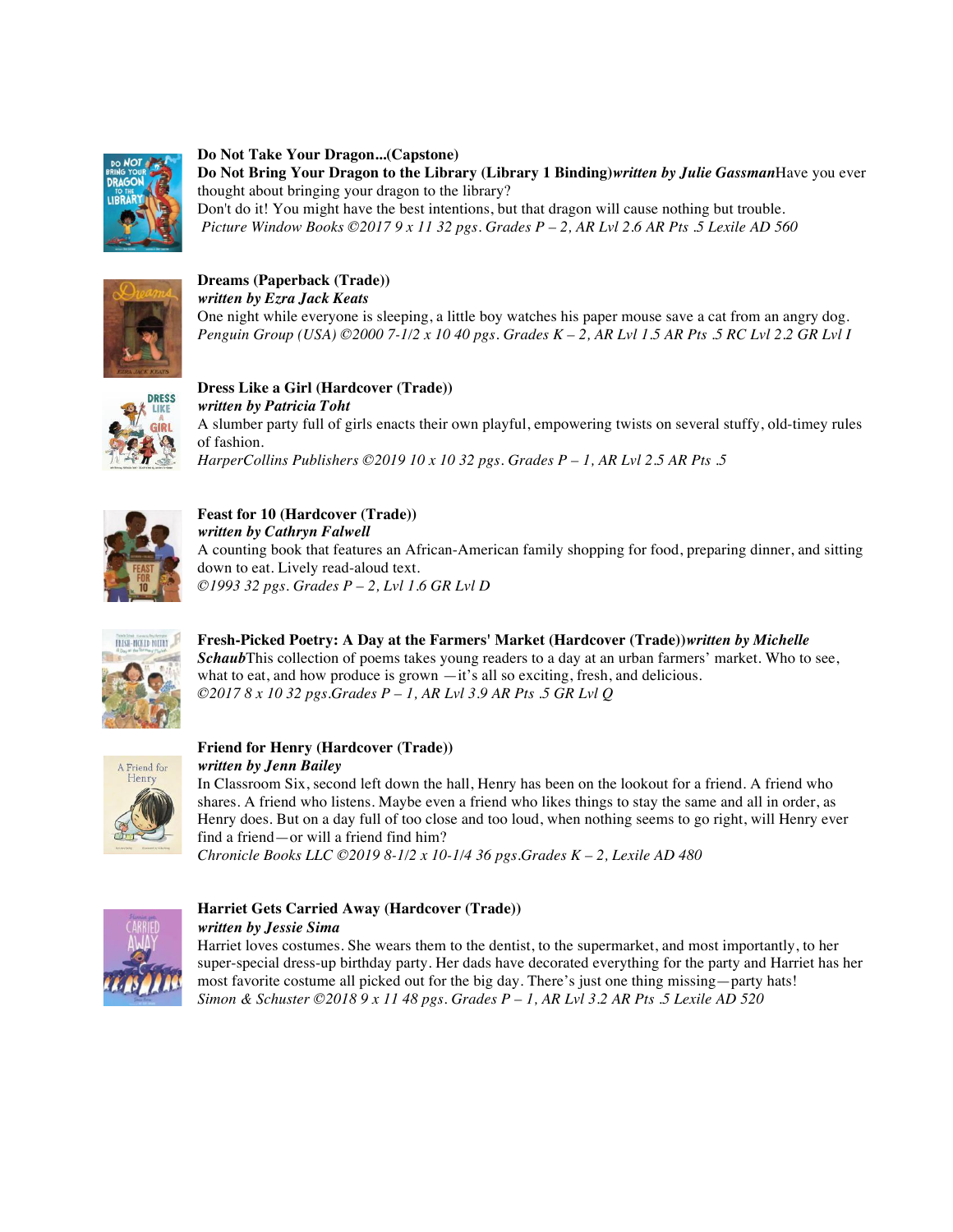**Do Not Take Your Dragon...(Capstone)**

**Do Not Bring Your Dragon to the Library (Library 1 Binding)*****written by Julie Gassman***Have you ever thought about bringing your dragon to the library?

Don't do it! You might have the best intentions, but that dragon will cause nothing but trouble.

*Picture Window Books ©2017 9 x 11 32 pgs. Grades P – 2, AR Lvl 2.6 AR Pts .5 Lexile AD 560*

**Dreams (Paperback (Trade))**

***written by Ezra Jack Keats***

One night while everyone is sleeping, a little boy watches his paper mouse save a cat from an angry dog.

*Penguin Group (USA) ©2000 7-1/2 x 10 40 pgs. Grades K – 2, AR Lvl 1.5 AR Pts .5 RC Lvl 2.2 GR Lvl I*

**Dress Like a Girl (Hardcover (Trade))**

***written by Patricia Toht***

A slumber party full of girls enacts their own playful, empowering twists on several stuffy, old-timey rules of fashion.

*HarperCollins Publishers ©2019 10 x 10 32 pgs. Grades P – 1, AR Lvl 2.5 AR Pts .5*

**Feast for 10 (Hardcover (Trade))**

***written by Cathryn Falwell***

A counting book that features an African-American family shopping for food, preparing dinner, and sitting down to eat. Lively read-aloud text.

*©1993 32 pgs. Grades P – 2, Lvl 1.6 GR Lvl D*

**Fresh-Picked Poetry: A Day at the Farmers' Market (Hardcover (Trade))*****written by Michelle Schaub***This collection of poems takes young readers to a day at an urban farmers' market. Who to see, what to eat, and how produce is grown —it's all so exciting, fresh, and delicious.

*©2017 8 x 10 32 pgs.Grades P – 1, AR Lvl 3.9 AR Pts .5 GR Lvl Q*

**Friend for Henry (Hardcover (Trade))**

***written by Jenn Bailey***

In Classroom Six, second left down the hall, Henry has been on the lookout for a friend. A friend who shares. A friend who listens. Maybe even a friend who likes things to stay the same and all in order, as Henry does. But on a day full of too close and too loud, when nothing seems to go right, will Henry ever find a friend—or will a friend find him?

*Chronicle Books LLC ©2019 8-1/2 x 10-1/4 36 pgs.Grades K – 2, Lexile AD 480*

**Harriet Gets Carried Away (Hardcover (Trade))**

***written by Jessie Sima***

Harriet loves costumes. She wears them to the dentist, to the supermarket, and most importantly, to her super-special dress-up birthday party. Her dads have decorated everything for the party and Harriet has her most favorite costume all picked out for the big day. There's just one thing missing—party hats!

*Simon & Schuster ©2018 9 x 11 48 pgs. Grades P – 1, AR Lvl 3.2 AR Pts .5 Lexile AD 520*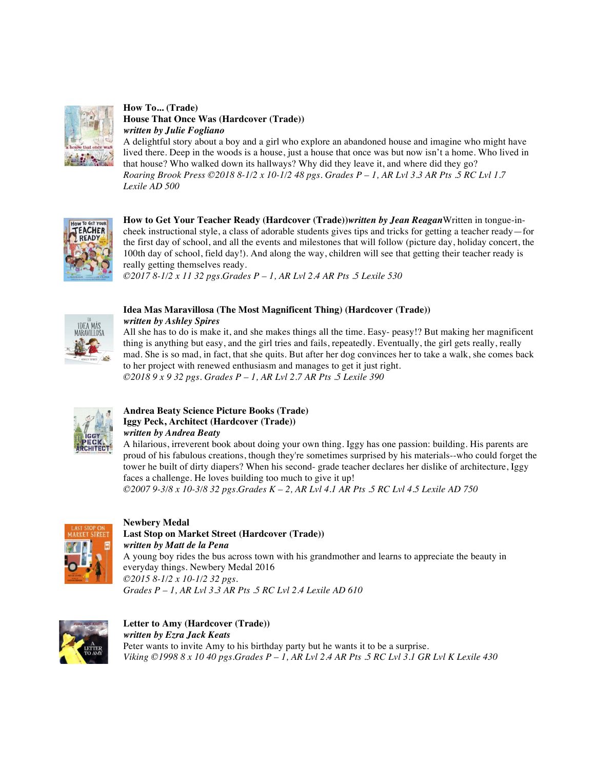**How To... (Trade)**
**House That Once Was (Hardcover (Trade))**
***written by Julie Fogliano***
A delightful story about a boy and a girl who explore an abandoned house and imagine who might have lived there. Deep in the woods is a house, just a house that once was but now isn't a home. Who lived in that house? Who walked down its hallways? Why did they leave it, and where did they go?
*Roaring Brook Press ©2018 8-1/2 x 10-1/2 48 pgs. Grades P – 1, AR Lvl 3.3 AR Pts .5 RC Lvl 1.7 Lexile AD 500*

**How to Get Your Teacher Ready (Hardcover (Trade))*****written by Jean Reagan***Written in tongue-in-cheek instructional style, a class of adorable students gives tips and tricks for getting a teacher ready—for the first day of school, and all the events and milestones that will follow (picture day, holiday concert, the 100th day of school, field day!). And along the way, children will see that getting their teacher ready is really getting themselves ready.
*©2017 8-1/2 x 11 32 pgs.Grades P – 1, AR Lvl 2.4 AR Pts .5 Lexile 530*

**Idea Mas Maravillosa (The Most Magnificent Thing) (Hardcover (Trade))**
***written by Ashley Spires***
All she has to do is make it, and she makes things all the time. Easy- peasy!? But making her magnificent thing is anything but easy, and the girl tries and fails, repeatedly. Eventually, the girl gets really, really mad. She is so mad, in fact, that she quits. But after her dog convinces her to take a walk, she comes back to her project with renewed enthusiasm and manages to get it just right.
*©2018 9 x 9 32 pgs. Grades P – 1, AR Lvl 2.7 AR Pts .5 Lexile 390*

**Andrea Beaty Science Picture Books (Trade)**
**Iggy Peck, Architect (Hardcover (Trade))**
***written by Andrea Beaty***
A hilarious, irreverent book about doing your own thing. Iggy has one passion: building. His parents are proud of his fabulous creations, though they're sometimes surprised by his materials--who could forget the tower he built of dirty diapers? When his second- grade teacher declares her dislike of architecture, Iggy faces a challenge. He loves building too much to give it up!
*©2007 9-3/8 x 10-3/8 32 pgs.Grades K – 2, AR Lvl 4.1 AR Pts .5 RC Lvl 4.5 Lexile AD 750*

**Newbery Medal**
**Last Stop on Market Street (Hardcover (Trade))**
***written by Matt de la Pena***
A young boy rides the bus across town with his grandmother and learns to appreciate the beauty in everyday things. Newbery Medal 2016
*©2015 8-1/2 x 10-1/2 32 pgs.*
*Grades P – 1, AR Lvl 3.3 AR Pts .5 RC Lvl 2.4 Lexile AD 610*

**Letter to Amy (Hardcover (Trade))**
***written by Ezra Jack Keats***
Peter wants to invite Amy to his birthday party but he wants it to be a surprise.
*Viking ©1998 8 x 10 40 pgs.Grades P – 1, AR Lvl 2.4 AR Pts .5 RC Lvl 3.1 GR Lvl K Lexile 430*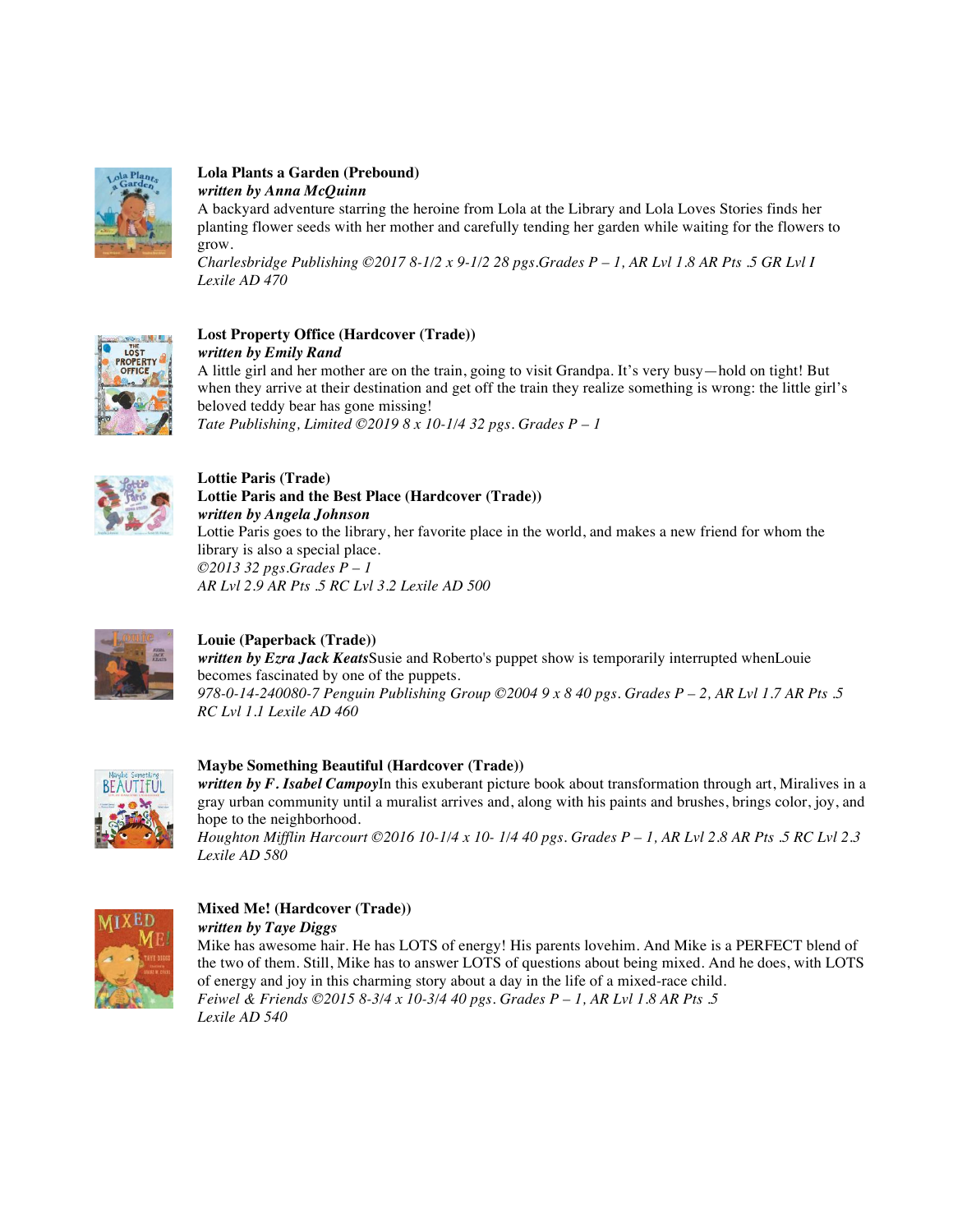**Lola Plants a Garden (Prebound)**
***written by Anna McQuinn***
A backyard adventure starring the heroine from Lola at the Library and Lola Loves Stories finds her planting flower seeds with her mother and carefully tending her garden while waiting for the flowers to grow.
*Charlesbridge Publishing ©2017 8-1/2 x 9-1/2 28 pgs.Grades P – 1, AR Lvl 1.8 AR Pts .5 GR Lvl I Lexile AD 470*

**Lost Property Office (Hardcover (Trade))**
***written by Emily Rand***
A little girl and her mother are on the train, going to visit Grandpa. It's very busy—hold on tight! But when they arrive at their destination and get off the train they realize something is wrong: the little girl's beloved teddy bear has gone missing!
*Tate Publishing, Limited ©2019 8 x 10-1/4 32 pgs. Grades P – 1*

**Lottie Paris (Trade)**
**Lottie Paris and the Best Place (Hardcover (Trade))**
***written by Angela Johnson***
Lottie Paris goes to the library, her favorite place in the world, and makes a new friend for whom the library is also a special place.
*©2013 32 pgs.Grades P – 1*
*AR Lvl 2.9 AR Pts .5 RC Lvl 3.2 Lexile AD 500*

**Louie (Paperback (Trade))**
***written by Ezra Jack Keats***Susie and Roberto's puppet show is temporarily interrupted whenLouie becomes fascinated by one of the puppets.
*978-0-14-240080-7 Penguin Publishing Group ©2004 9 x 8 40 pgs. Grades P – 2, AR Lvl 1.7 AR Pts .5 RC Lvl 1.1 Lexile AD 460*

**Maybe Something Beautiful (Hardcover (Trade))**
***written by F. Isabel Campoy***In this exuberant picture book about transformation through art, Miralives in a gray urban community until a muralist arrives and, along with his paints and brushes, brings color, joy, and hope to the neighborhood.
*Houghton Mifflin Harcourt ©2016 10-1/4 x 10- 1/4 40 pgs. Grades P – 1, AR Lvl 2.8 AR Pts .5 RC Lvl 2.3 Lexile AD 580*

**Mixed Me! (Hardcover (Trade))**
***written by Taye Diggs***
Mike has awesome hair. He has LOTS of energy! His parents lovehim. And Mike is a PERFECT blend of the two of them. Still, Mike has to answer LOTS of questions about being mixed. And he does, with LOTS of energy and joy in this charming story about a day in the life of a mixed-race child.
*Feiwel & Friends ©2015 8-3/4 x 10-3/4 40 pgs. Grades P – 1, AR Lvl 1.8 AR Pts .5 Lexile AD 540*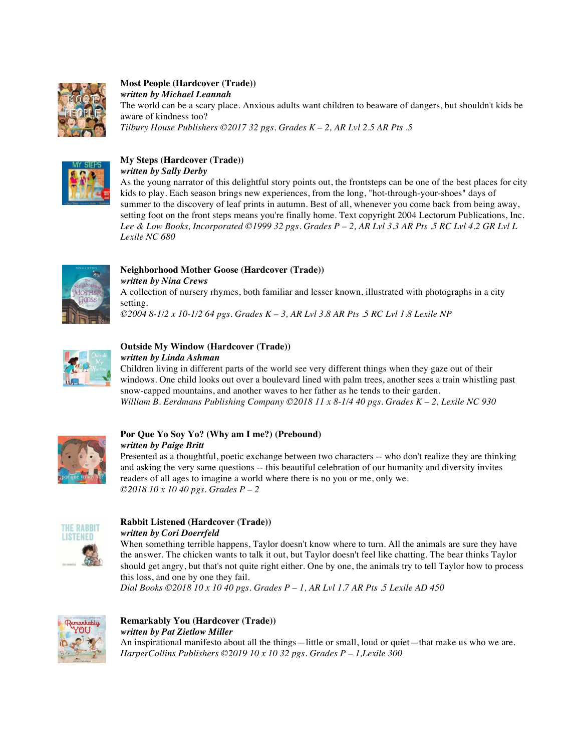**Most People (Hardcover (Trade))**
***written by Michael Leannah***
The world can be a scary place. Anxious adults want children to beaware of dangers, but shouldn't kids be aware of kindness too?
*Tilbury House Publishers ©2017 32 pgs. Grades K – 2, AR Lvl 2.5 AR Pts .5*

**My Steps (Hardcover (Trade))**
***written by Sally Derby***
As the young narrator of this delightful story points out, the frontsteps can be one of the best places for city kids to play. Each season brings new experiences, from the long, "hot-through-your-shoes" days of summer to the discovery of leaf prints in autumn. Best of all, whenever you come back from being away, setting foot on the front steps means you're finally home. Text copyright 2004 Lectorum Publications, Inc.
*Lee & Low Books, Incorporated ©1999 32 pgs. Grades P – 2, AR Lvl 3.3 AR Pts .5 RC Lvl 4.2 GR Lvl L Lexile NC 680*

**Neighborhood Mother Goose (Hardcover (Trade))**
***written by Nina Crews***
A collection of nursery rhymes, both familiar and lesser known, illustrated with photographs in a city setting.
*©2004 8-1/2 x 10-1/2 64 pgs. Grades K – 3, AR Lvl 3.8 AR Pts .5 RC Lvl 1.8 Lexile NP*

**Outside My Window (Hardcover (Trade))**
***written by Linda Ashman***
Children living in different parts of the world see very different things when they gaze out of their windows. One child looks out over a boulevard lined with palm trees, another sees a train whistling past snow-capped mountains, and another waves to her father as he tends to their garden.
*William B. Eerdmans Publishing Company ©2018 11 x 8-1/4 40 pgs. Grades K – 2, Lexile NC 930*

**Por Que Yo Soy Yo? (Why am I me?) (Prebound)**
***written by Paige Britt***
Presented as a thoughtful, poetic exchange between two characters -- who don't realize they are thinking and asking the very same questions -- this beautiful celebration of our humanity and diversity invites readers of all ages to imagine a world where there is no you or me, only we.
*©2018 10 x 10 40 pgs. Grades P – 2*

**Rabbit Listened (Hardcover (Trade))**
***written by Cori Doerrfeld***
When something terrible happens, Taylor doesn't know where to turn. All the animals are sure they have the answer. The chicken wants to talk it out, but Taylor doesn't feel like chatting. The bear thinks Taylor should get angry, but that's not quite right either. One by one, the animals try to tell Taylor how to process this loss, and one by one they fail.
*Dial Books ©2018 10 x 10 40 pgs. Grades P – 1, AR Lvl 1.7 AR Pts .5 Lexile AD 450*

**Remarkably You (Hardcover (Trade))**
***written by Pat Zietlow Miller***
An inspirational manifesto about all the things—little or small, loud or quiet—that make us who we are.
*HarperCollins Publishers ©2019 10 x 10 32 pgs. Grades P – 1,Lexile 300*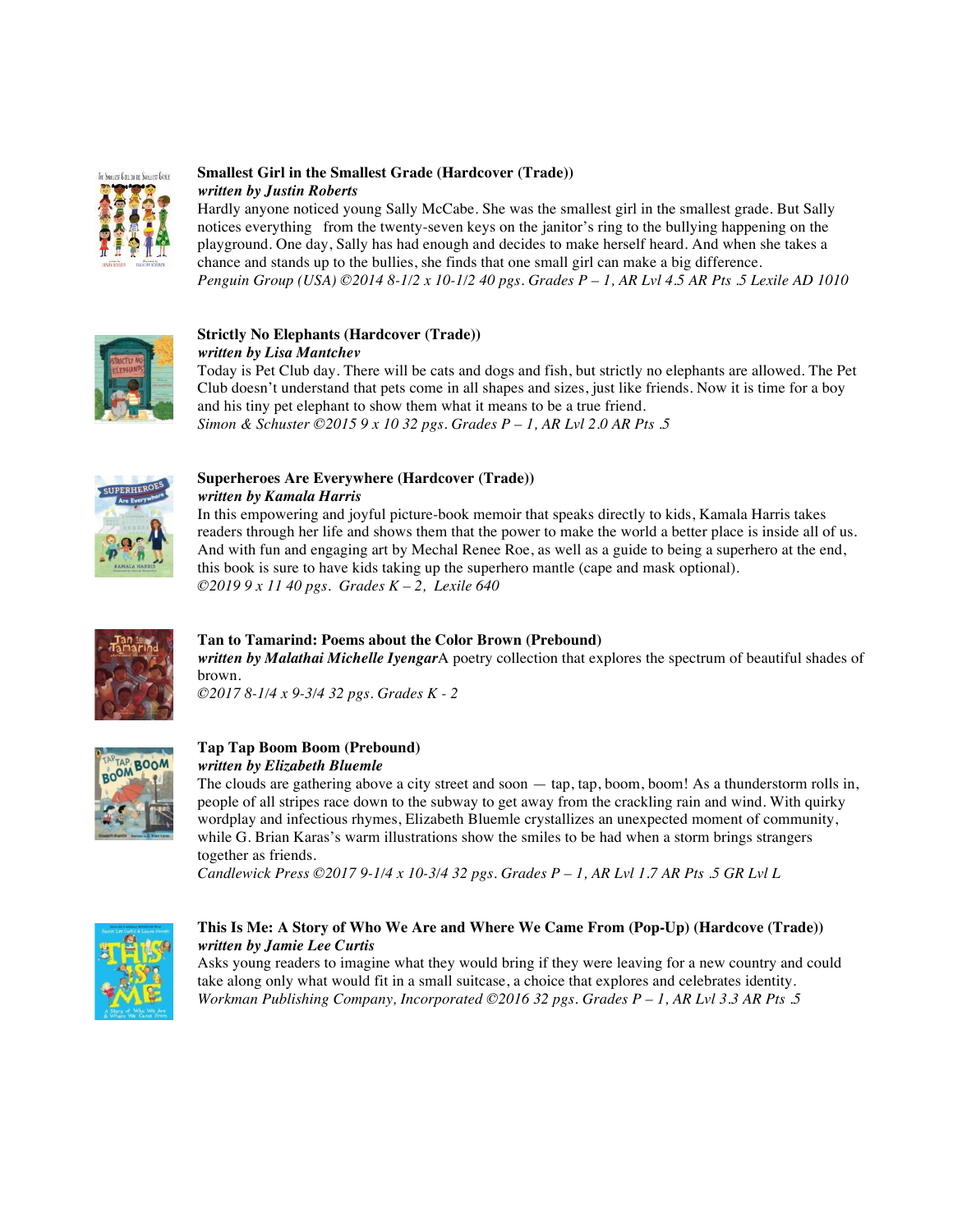**Smallest Girl in the Smallest Grade (Hardcover (Trade))**
***written by Justin Roberts***
Hardly anyone noticed young Sally McCabe. She was the smallest girl in the smallest grade. But Sally notices everything from the twenty-seven keys on the janitor's ring to the bullying happening on the playground. One day, Sally has had enough and decides to make herself heard. And when she takes a chance and stands up to the bullies, she finds that one small girl can make a big difference.
*Penguin Group (USA) ©2014 8-1/2 x 10-1/2 40 pgs. Grades P – 1, AR Lvl 4.5 AR Pts .5 Lexile AD 1010*

**Strictly No Elephants (Hardcover (Trade))**
***written by Lisa Mantchev***
Today is Pet Club day. There will be cats and dogs and fish, but strictly no elephants are allowed. The Pet Club doesn't understand that pets come in all shapes and sizes, just like friends. Now it is time for a boy and his tiny pet elephant to show them what it means to be a true friend.
*Simon & Schuster ©2015 9 x 10 32 pgs. Grades P – 1, AR Lvl 2.0 AR Pts .5*

**Superheroes Are Everywhere (Hardcover (Trade))**
***written by Kamala Harris***
In this empowering and joyful picture-book memoir that speaks directly to kids, Kamala Harris takes readers through her life and shows them that the power to make the world a better place is inside all of us. And with fun and engaging art by Mechal Renee Roe, as well as a guide to being a superhero at the end, this book is sure to have kids taking up the superhero mantle (cape and mask optional).
*©2019 9 x 11 40 pgs. Grades K – 2, Lexile 640*

**Tan to Tamarind: Poems about the Color Brown (Prebound)**
***written by Malathai Michelle Iyengar***A poetry collection that explores the spectrum of beautiful shades of brown.
*©2017 8-1/4 x 9-3/4 32 pgs. Grades K - 2*

**Tap Tap Boom Boom (Prebound)**
***written by Elizabeth Bluemle***
The clouds are gathering above a city street and soon — tap, tap, boom, boom! As a thunderstorm rolls in, people of all stripes race down to the subway to get away from the crackling rain and wind. With quirky wordplay and infectious rhymes, Elizabeth Bluemle crystallizes an unexpected moment of community, while G. Brian Karas's warm illustrations show the smiles to be had when a storm brings strangers together as friends.
*Candlewick Press ©2017 9-1/4 x 10-3/4 32 pgs. Grades P – 1, AR Lvl 1.7 AR Pts .5 GR Lvl L*

**This Is Me: A Story of Who We Are and Where We Came From (Pop-Up) (Hardcove (Trade))**
***written by Jamie Lee Curtis***
Asks young readers to imagine what they would bring if they were leaving for a new country and could take along only what would fit in a small suitcase, a choice that explores and celebrates identity.
*Workman Publishing Company, Incorporated ©2016 32 pgs. Grades P – 1, AR Lvl 3.3 AR Pts .5*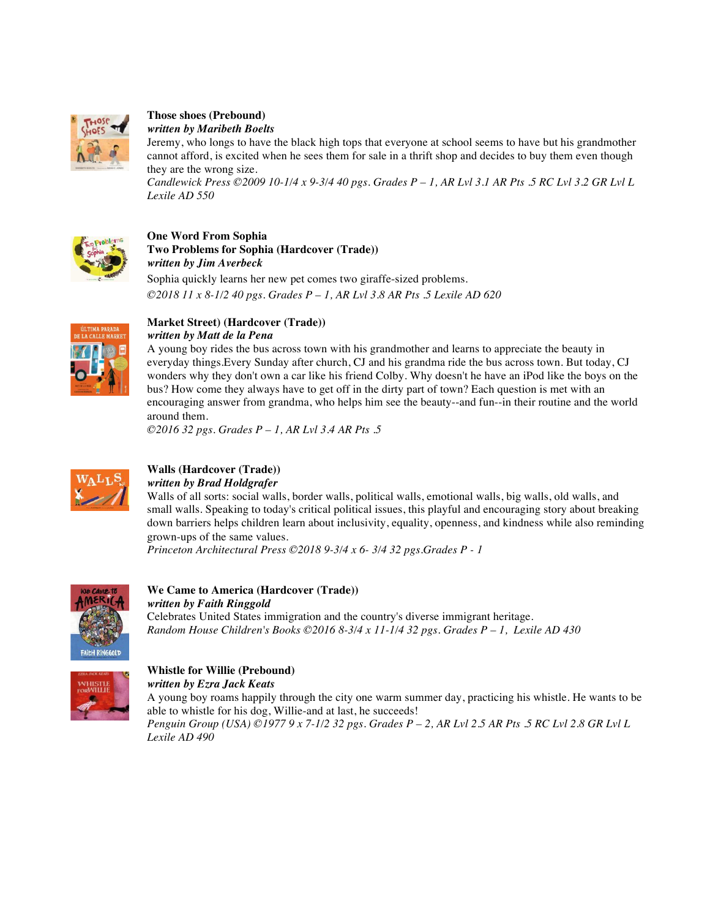**Those shoes (Prebound)**
***written by Maribeth Boelts***
Jeremy, who longs to have the black high tops that everyone at school seems to have but his grandmother cannot afford, is excited when he sees them for sale in a thrift shop and decides to buy them even though they are the wrong size.
*Candlewick Press ©2009 10-1/4 x 9-3/4 40 pgs. Grades P – 1, AR Lvl 3.1 AR Pts .5 RC Lvl 3.2 GR Lvl L Lexile AD 550*

**One Word From Sophia**
**Two Problems for Sophia (Hardcover (Trade))**
***written by Jim Averbeck***
Sophia quickly learns her new pet comes two giraffe-sized problems.
*©2018 11 x 8-1/2 40 pgs. Grades P – 1, AR Lvl 3.8 AR Pts .5 Lexile AD 620*

**Market Street) (Hardcover (Trade))**
***written by Matt de la Pena***
A young boy rides the bus across town with his grandmother and learns to appreciate the beauty in everyday things.Every Sunday after church, CJ and his grandma ride the bus across town. But today, CJ wonders why they don't own a car like his friend Colby. Why doesn't he have an iPod like the boys on the bus? How come they always have to get off in the dirty part of town? Each question is met with an encouraging answer from grandma, who helps him see the beauty--and fun--in their routine and the world around them.
*©2016 32 pgs. Grades P – 1, AR Lvl 3.4 AR Pts .5*

**Walls (Hardcover (Trade))**
***written by Brad Holdgrafer***
Walls of all sorts: social walls, border walls, political walls, emotional walls, big walls, old walls, and small walls. Speaking to today's critical political issues, this playful and encouraging story about breaking down barriers helps children learn about inclusivity, equality, openness, and kindness while also reminding grown-ups of the same values.
*Princeton Architectural Press ©2018 9-3/4 x 6- 3/4 32 pgs.Grades P - 1*

**We Came to America (Hardcover (Trade))**
***written by Faith Ringgold***
Celebrates United States immigration and the country's diverse immigrant heritage.
*Random House Children's Books ©2016 8-3/4 x 11-1/4 32 pgs. Grades P – 1, Lexile AD 430*

**Whistle for Willie (Prebound)**
***written by Ezra Jack Keats***
A young boy roams happily through the city one warm summer day, practicing his whistle. He wants to be able to whistle for his dog, Willie-and at last, he succeeds!
*Penguin Group (USA) ©1977 9 x 7-1/2 32 pgs. Grades P – 2, AR Lvl 2.5 AR Pts .5 RC Lvl 2.8 GR Lvl L Lexile AD 490*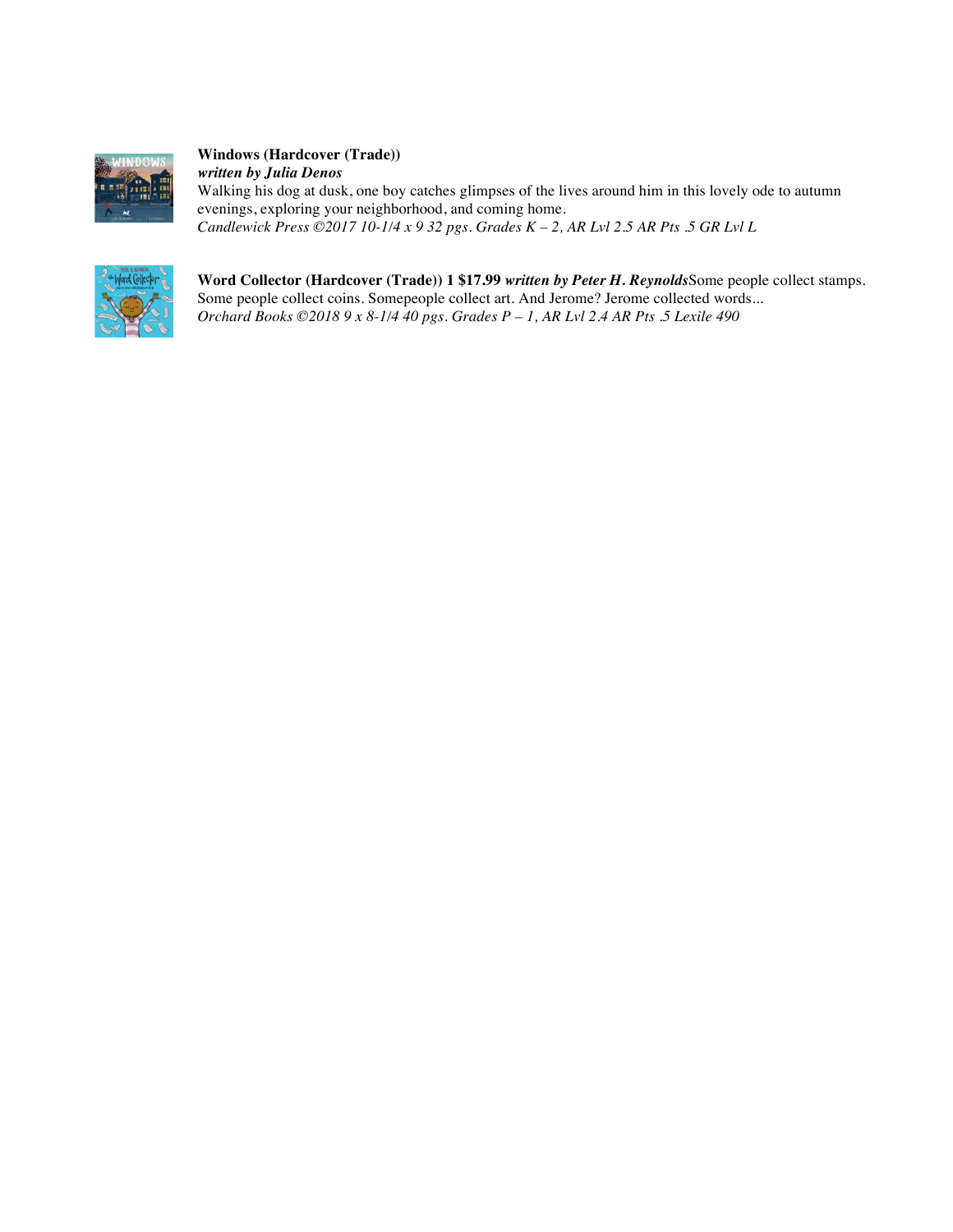**Windows (Hardcover (Trade))**
***written by Julia Denos***
Walking his dog at dusk, one boy catches glimpses of the lives around him in this lovely ode to autumn evenings, exploring your neighborhood, and coming home.
*Candlewick Press ©2017 10-1/4 x 9 32 pgs. Grades K – 2, AR Lvl 2.5 AR Pts .5 GR Lvl L*

**Word Collector (Hardcover (Trade)) 1 $17.99** ***written by Peter H. Reynolds***Some people collect stamps. Some people collect coins. Somepeople collect art. And Jerome? Jerome collected words...
*Orchard Books ©2018 9 x 8-1/4 40 pgs. Grades P – 1, AR Lvl 2.4 AR Pts .5 Lexile 490*